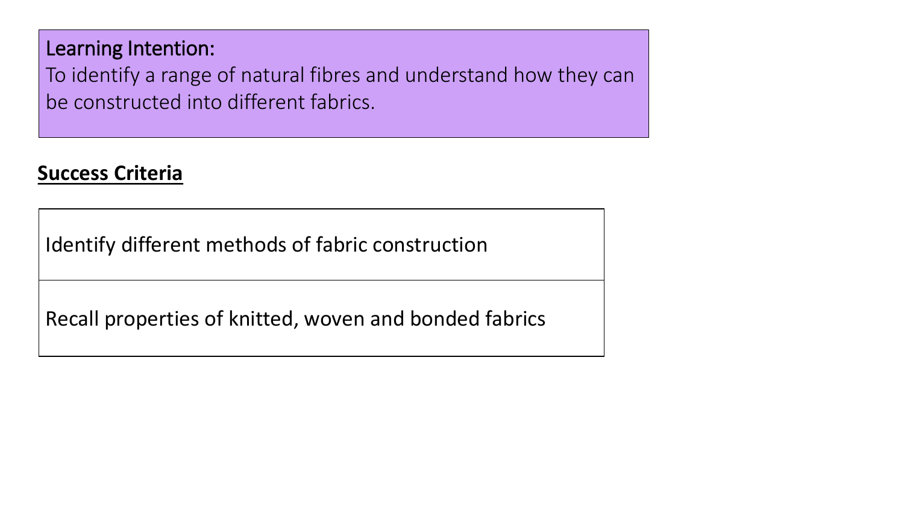**Learning Intention:**

To identify a range of natural fibres and understand how they can be constructed into different fabrics.

## Success Criteria

| Identify different methods of fabric construction |
| --- |
| Recall properties of knitted, woven and bonded fabrics |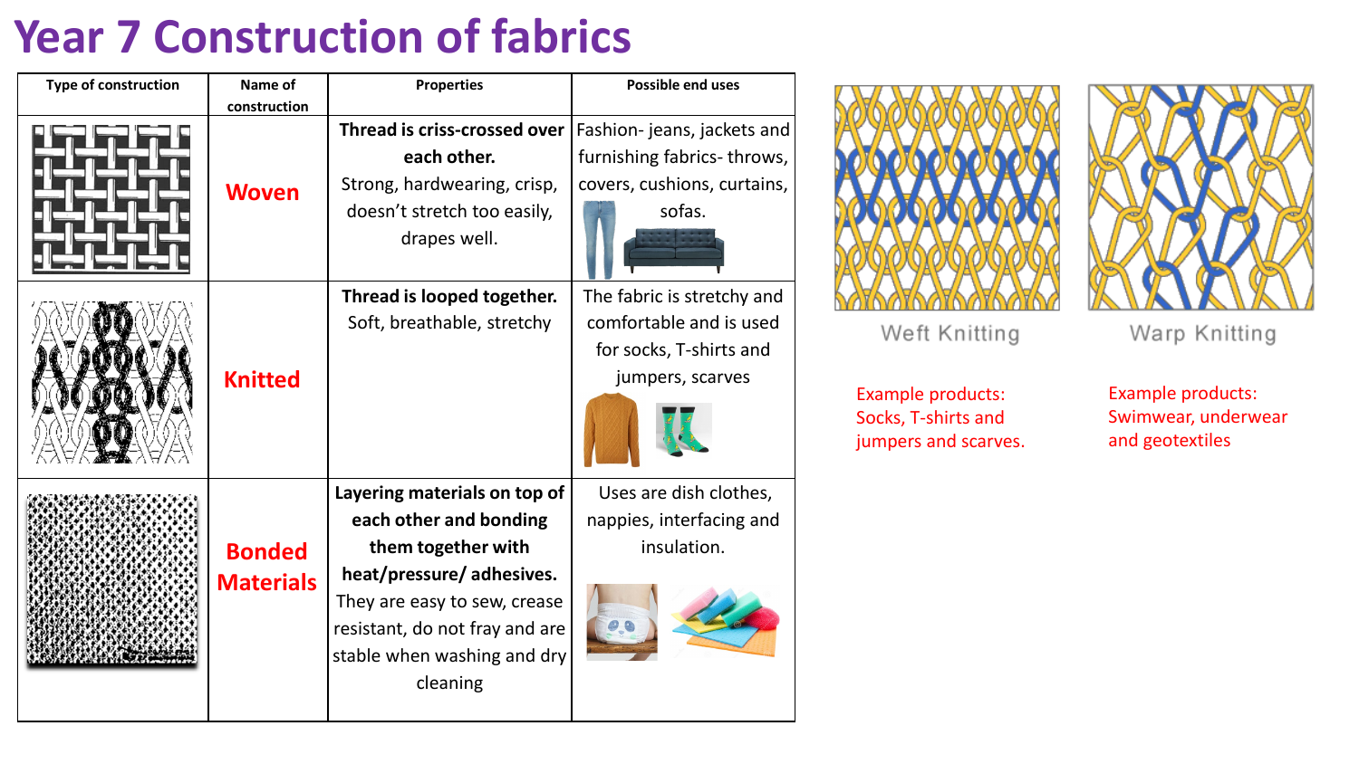# Year 7 Construction of fabrics

| Type of construction | Name of construction | Properties | Possible end uses |
|---|---|---|---|
| | **Woven** | **Thread is criss-crossed over each other.** Strong, hardwearing, crisp, doesn't stretch too easily, drapes well. | Fashion- jeans, jackets and furnishing fabrics- throws, covers, cushions, curtains, sofas. |
| | **Knitted** | **Thread is looped together.** Soft, breathable, stretchy | The fabric is stretchy and comfortable and is used for socks, T-shirts and jumpers, scarves |
| | **Bonded Materials** | **Layering materials on top of each other and bonding them together with heat/pressure/ adhesives.** They are easy to sew, crease resistant, do not fray and are stable when washing and dry cleaning | Uses are dish clothes, nappies, interfacing and insulation. |

Weft Knitting

Example products: Socks, T-shirts and jumpers and scarves.

Warp Knitting

Example products: Swimwear, underwear and geotextiles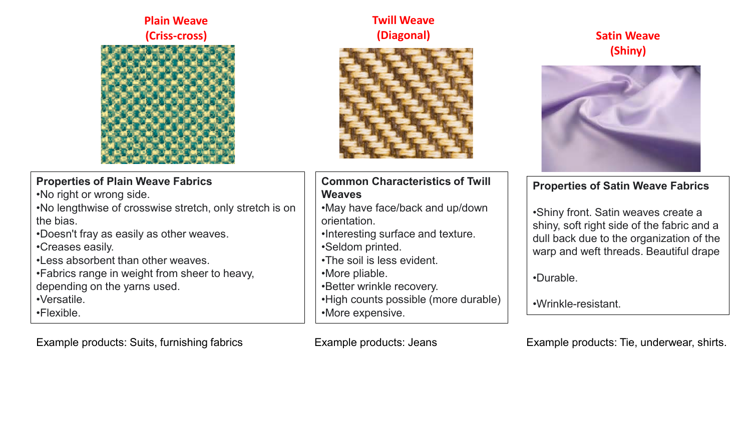## Plain Weave (Criss-cross)

**Properties of Plain Weave Fabrics**

- No right or wrong side.
- No lengthwise of crosswise stretch, only stretch is on the bias.
- Doesn't fray as easily as other weaves.
- Creases easily.
- Less absorbent than other weaves.
- Fabrics range in weight from sheer to heavy, depending on the yarns used.
- Versatile.
- Flexible.

Example products: Suits, furnishing fabrics

## Twill Weave (Diagonal)

**Common Characteristics of Twill Weaves**

- May have face/back and up/down orientation.
- Interesting surface and texture.
- Seldom printed.
- The soil is less evident.
- More pliable.
- Better wrinkle recovery.
- High counts possible (more durable)
- More expensive.

Example products: Jeans

## Satin Weave (Shiny)

**Properties of Satin Weave Fabrics**

- Shiny front. Satin weaves create a shiny, soft right side of the fabric and a dull back due to the organization of the warp and weft threads. Beautiful drape
- Durable.
- Wrinkle-resistant.

Example products: Tie, underwear, shirts.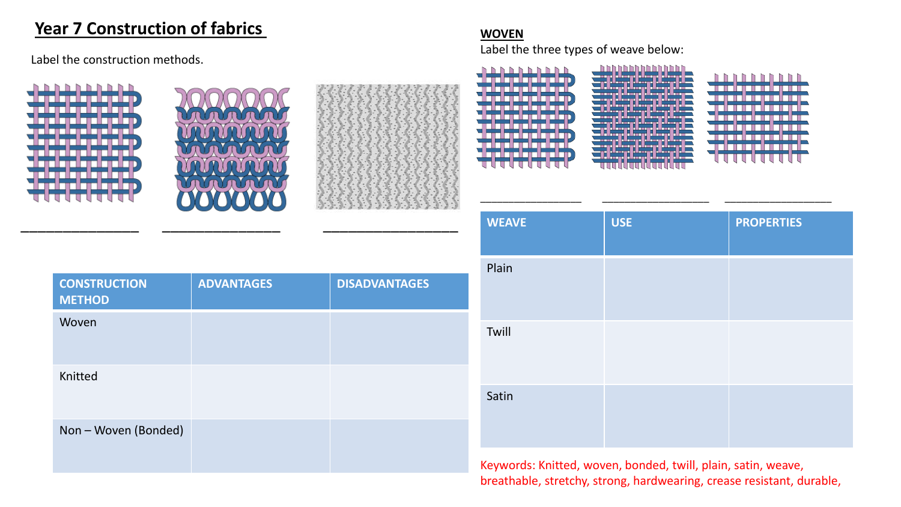# Year 7 Construction of fabrics

Label the construction methods.

\_\_\_\_\_\_\_\_\_\_\_\_\_\_\_\_\_\_ \_\_\_\_\_\_\_\_\_\_\_\_\_\_\_\_\_\_ \_\_\_\_\_\_\_\_\_\_\_\_\_\_\_\_\_\_\_\_\_

| CONSTRUCTION METHOD | ADVANTAGES | DISADVANTAGES |
|---|---|---|
| Woven | | |
| Knitted | | |
| Non – Woven (Bonded) | | |

## WOVEN

Label the three types of weave below:

\_\_\_\_\_\_\_\_\_\_\_\_\_\_\_\_ \_\_\_\_\_\_\_\_\_\_\_\_\_\_\_\_\_ \_\_\_\_\_\_\_\_\_\_\_\_\_\_\_\_\_

| WEAVE | USE | PROPERTIES |
|---|---|---|
| Plain | | |
| Twill | | |
| Satin | | |

Keywords: Knitted, woven, bonded, twill, plain, satin, weave, breathable, stretchy, strong, hardwearing, crease resistant, durable,